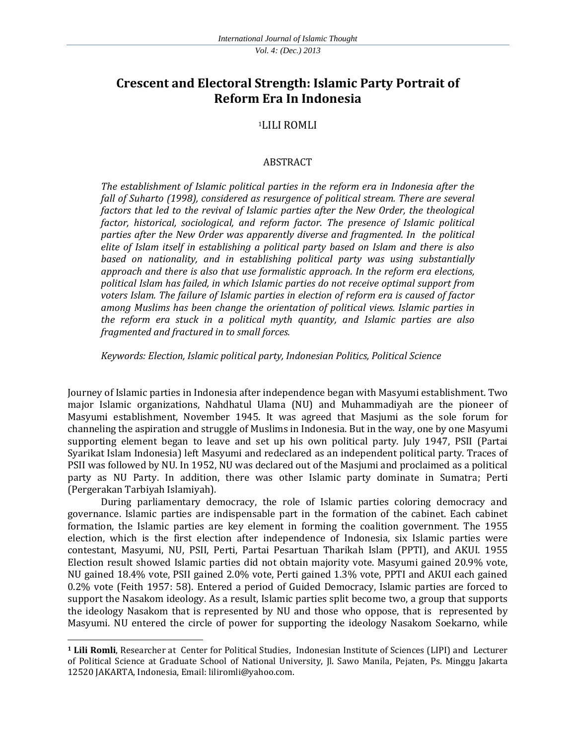# Crescent and Electoral Strength: Islamic Party Portrait of Reform Era In Indonesia

[1]LILI ROMLI

## ABSTRACT

*The establishment of Islamic political parties in the reform era in Indonesia after the fall of Suharto (1998), considered as resurgence of political stream. There are several factors that led to the revival of Islamic parties after the New Order, the theological factor, historical, sociological, and reform factor. The presence of Islamic political parties after the New Order was apparently diverse and fragmented. In the political elite of Islam itself in establishing a political party based on Islam and there is also based on nationality, and in establishing political party was using substantially approach and there is also that use formalistic approach. In the reform era elections, political Islam has failed, in which Islamic parties do not receive optimal support from voters Islam. The failure of Islamic parties in election of reform era is caused of factor among Muslims has been change the orientation of political views. Islamic parties in the reform era stuck in a political myth quantity, and Islamic parties are also fragmented and fractured in to small forces.*

*Keywords: Election, Islamic political party, Indonesian Politics, Political Science*

Journey of Islamic parties in Indonesia after independence began with Masyumi establishment. Two major Islamic organizations, Nahdhatul Ulama (NU) and Muhammadiyah are the pioneer of Masyumi establishment, November 1945. It was agreed that Masjumi as the sole forum for channeling the aspiration and struggle of Muslims in Indonesia. But in the way, one by one Masyumi supporting element began to leave and set up his own political party. July 1947, PSII (Partai Syarikat Islam Indonesia) left Masyumi and redeclared as an independent political party. Traces of PSII was followed by NU. In 1952, NU was declared out of the Masjumi and proclaimed as a political party as NU Party. In addition, there was other Islamic party dominate in Sumatra; Perti (Pergerakan Tarbiyah Islamiyah).

During parliamentary democracy, the role of Islamic parties coloring democracy and governance. Islamic parties are indispensable part in the formation of the cabinet. Each cabinet formation, the Islamic parties are key element in forming the coalition government. The 1955 election, which is the first election after independence of Indonesia, six Islamic parties were contestant, Masyumi, NU, PSII, Perti, Partai Pesartuan Tharikah Islam (PPTI), and AKUI. 1955 Election result showed Islamic parties did not obtain majority vote. Masyumi gained 20.9% vote, NU gained 18.4% vote, PSII gained 2.0% vote, Perti gained 1.3% vote, PPTI and AKUI each gained 0.2% vote (Feith 1957: 58). Entered a period of Guided Democracy, Islamic parties are forced to support the Nasakom ideology. As a result, Islamic parties split become two, a group that supports the ideology Nasakom that is represented by NU and those who oppose, that is represented by Masyumi. NU entered the circle of power for supporting the ideology Nasakom Soekarno, while

---

[1] **Lili Romli**, Researcher at Center for Political Studies, Indonesian Institute of Sciences (LIPI) and Lecturer of Political Science at Graduate School of National University, Jl. Sawo Manila, Pejaten, Ps. Minggu Jakarta 12520 JAKARTA, Indonesia, Email: liliromli@yahoo.com.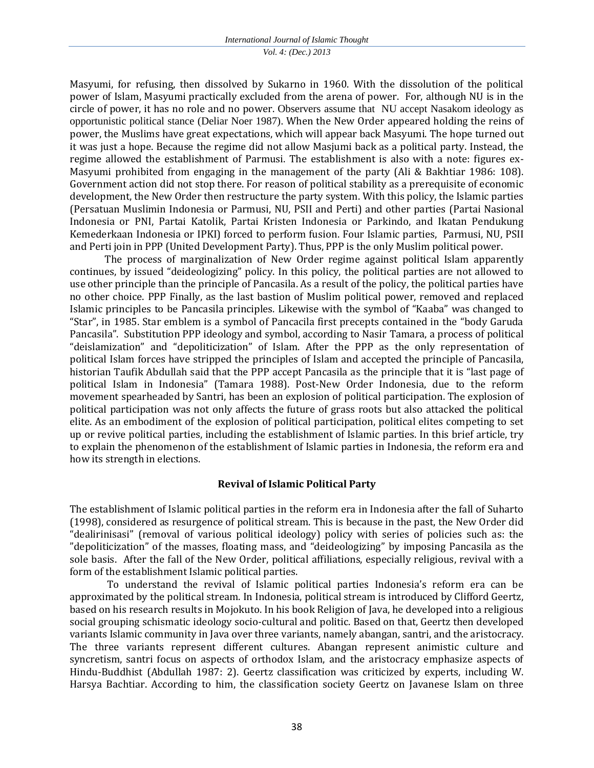Masyumi, for refusing, then dissolved by Sukarno in 1960. With the dissolution of the political power of Islam, Masyumi practically excluded from the arena of power. For, although NU is in the circle of power, it has no role and no power. Observers assume that NU accept Nasakom ideology as opportunistic political stance (Deliar Noer 1987). When the New Order appeared holding the reins of power, the Muslims have great expectations, which will appear back Masyumi. The hope turned out it was just a hope. Because the regime did not allow Masjumi back as a political party. Instead, the regime allowed the establishment of Parmusi. The establishment is also with a note: figures ex-Masyumi prohibited from engaging in the management of the party (Ali & Bakhtiar 1986: 108). Government action did not stop there. For reason of political stability as a prerequisite of economic development, the New Order then restructure the party system. With this policy, the Islamic parties (Persatuan Muslimin Indonesia or Parmusi, NU, PSII and Perti) and other parties (Partai Nasional Indonesia or PNI, Partai Katolik, Partai Kristen Indonesia or Parkindo, and Ikatan Pendukung Kemederkaan Indonesia or IPKI) forced to perform fusion. Four Islamic parties, Parmusi, NU, PSII and Perti join in PPP (United Development Party). Thus, PPP is the only Muslim political power.

The process of marginalization of New Order regime against political Islam apparently continues, by issued "deideologizing" policy. In this policy, the political parties are not allowed to use other principle than the principle of Pancasila. As a result of the policy, the political parties have no other choice. PPP Finally, as the last bastion of Muslim political power, removed and replaced Islamic principles to be Pancasila principles. Likewise with the symbol of "Kaaba" was changed to "Star", in 1985. Star emblem is a symbol of Pancacila first precepts contained in the "body Garuda Pancasila". Substitution PPP ideology and symbol, according to Nasir Tamara, a process of political "deislamization" and "depoliticization" of Islam. After the PPP as the only representation of political Islam forces have stripped the principles of Islam and accepted the principle of Pancasila, historian Taufik Abdullah said that the PPP accept Pancasila as the principle that it is "last page of political Islam in Indonesia" (Tamara 1988). Post-New Order Indonesia, due to the reform movement spearheaded by Santri, has been an explosion of political participation. The explosion of political participation was not only affects the future of grass roots but also attacked the political elite. As an embodiment of the explosion of political participation, political elites competing to set up or revive political parties, including the establishment of Islamic parties. In this brief article, try to explain the phenomenon of the establishment of Islamic parties in Indonesia, the reform era and how its strength in elections.

## Revival of Islamic Political Party

The establishment of Islamic political parties in the reform era in Indonesia after the fall of Suharto (1998), considered as resurgence of political stream. This is because in the past, the New Order did "dealirinisasi" (removal of various political ideology) policy with series of policies such as: the "depoliticization" of the masses, floating mass, and "deideologizing" by imposing Pancasila as the sole basis. After the fall of the New Order, political affiliations, especially religious, revival with a form of the establishment Islamic political parties.

To understand the revival of Islamic political parties Indonesia's reform era can be approximated by the political stream. In Indonesia, political stream is introduced by Clifford Geertz, based on his research results in Mojokuto. In his book Religion of Java, he developed into a religious social grouping schismatic ideology socio-cultural and politic. Based on that, Geertz then developed variants Islamic community in Java over three variants, namely abangan, santri, and the aristocracy. The three variants represent different cultures. Abangan represent animistic culture and syncretism, santri focus on aspects of orthodox Islam, and the aristocracy emphasize aspects of Hindu-Buddhist (Abdullah 1987: 2). Geertz classification was criticized by experts, including W. Harsya Bachtiar. According to him, the classification society Geertz on Javanese Islam on three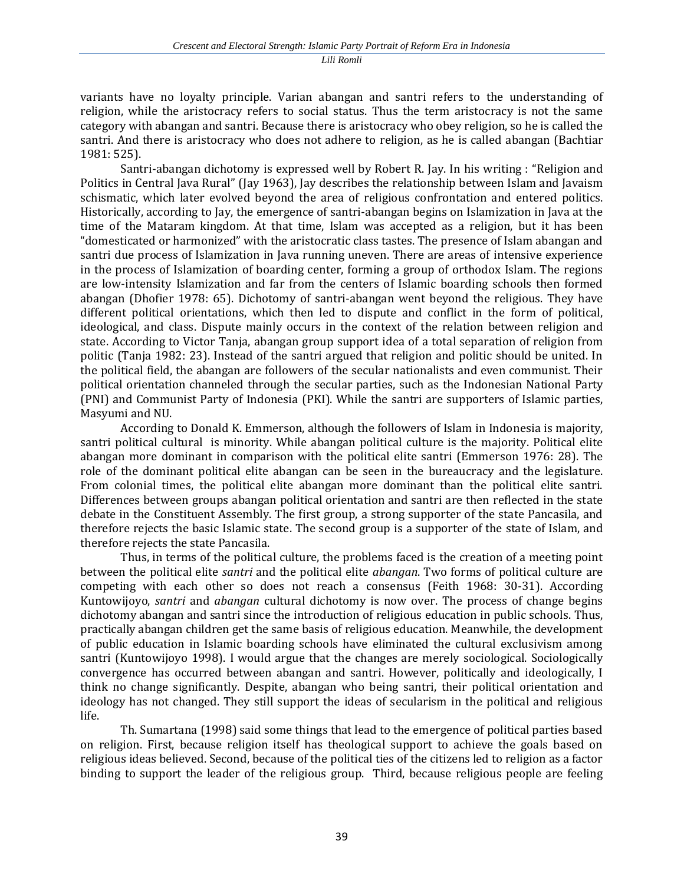variants have no loyalty principle. Varian abangan and santri refers to the understanding of religion, while the aristocracy refers to social status. Thus the term aristocracy is not the same category with abangan and santri. Because there is aristocracy who obey religion, so he is called the santri. And there is aristocracy who does not adhere to religion, as he is called abangan (Bachtiar 1981: 525).

Santri-abangan dichotomy is expressed well by Robert R. Jay. In his writing : "Religion and Politics in Central Java Rural" (Jay 1963), Jay describes the relationship between Islam and Javaism schismatic, which later evolved beyond the area of religious confrontation and entered politics. Historically, according to Jay, the emergence of santri-abangan begins on Islamization in Java at the time of the Mataram kingdom. At that time, Islam was accepted as a religion, but it has been "domesticated or harmonized" with the aristocratic class tastes. The presence of Islam abangan and santri due process of Islamization in Java running uneven. There are areas of intensive experience in the process of Islamization of boarding center, forming a group of orthodox Islam. The regions are low-intensity Islamization and far from the centers of Islamic boarding schools then formed abangan (Dhofier 1978: 65). Dichotomy of santri-abangan went beyond the religious. They have different political orientations, which then led to dispute and conflict in the form of political, ideological, and class. Dispute mainly occurs in the context of the relation between religion and state. According to Victor Tanja, abangan group support idea of a total separation of religion from politic (Tanja 1982: 23). Instead of the santri argued that religion and politic should be united. In the political field, the abangan are followers of the secular nationalists and even communist. Their political orientation channeled through the secular parties, such as the Indonesian National Party (PNI) and Communist Party of Indonesia (PKI). While the santri are supporters of Islamic parties, Masyumi and NU.

According to Donald K. Emmerson, although the followers of Islam in Indonesia is majority, santri political cultural is minority. While abangan political culture is the majority. Political elite abangan more dominant in comparison with the political elite santri (Emmerson 1976: 28). The role of the dominant political elite abangan can be seen in the bureaucracy and the legislature. From colonial times, the political elite abangan more dominant than the political elite santri. Differences between groups abangan political orientation and santri are then reflected in the state debate in the Constituent Assembly. The first group, a strong supporter of the state Pancasila, and therefore rejects the basic Islamic state. The second group is a supporter of the state of Islam, and therefore rejects the state Pancasila.

Thus, in terms of the political culture, the problems faced is the creation of a meeting point between the political elite *santri* and the political elite *abangan*. Two forms of political culture are competing with each other so does not reach a consensus (Feith 1968: 30-31). According Kuntowijoyo, *santri* and *abangan* cultural dichotomy is now over. The process of change begins dichotomy abangan and santri since the introduction of religious education in public schools. Thus, practically abangan children get the same basis of religious education. Meanwhile, the development of public education in Islamic boarding schools have eliminated the cultural exclusivism among santri (Kuntowijoyo 1998). I would argue that the changes are merely sociological. Sociologically convergence has occurred between abangan and santri. However, politically and ideologically, I think no change significantly. Despite, abangan who being santri, their political orientation and ideology has not changed. They still support the ideas of secularism in the political and religious life.

Th. Sumartana (1998) said some things that lead to the emergence of political parties based on religion. First, because religion itself has theological support to achieve the goals based on religious ideas believed. Second, because of the political ties of the citizens led to religion as a factor binding to support the leader of the religious group. Third, because religious people are feeling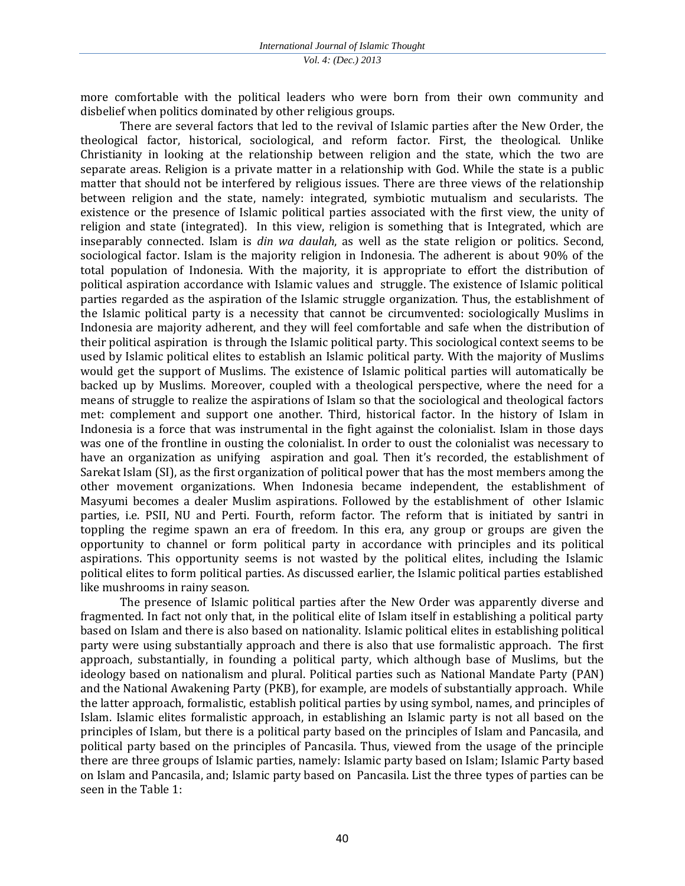more comfortable with the political leaders who were born from their own community and disbelief when politics dominated by other religious groups.

There are several factors that led to the revival of Islamic parties after the New Order, the theological factor, historical, sociological, and reform factor. First, the theological. Unlike Christianity in looking at the relationship between religion and the state, which the two are separate areas. Religion is a private matter in a relationship with God. While the state is a public matter that should not be interfered by religious issues. There are three views of the relationship between religion and the state, namely: integrated, symbiotic mutualism and secularists. The existence or the presence of Islamic political parties associated with the first view, the unity of religion and state (integrated). In this view, religion is something that is Integrated, which are inseparably connected. Islam is *din wa daulah*, as well as the state religion or politics. Second, sociological factor. Islam is the majority religion in Indonesia. The adherent is about 90% of the total population of Indonesia. With the majority, it is appropriate to effort the distribution of political aspiration accordance with Islamic values and struggle. The existence of Islamic political parties regarded as the aspiration of the Islamic struggle organization. Thus, the establishment of the Islamic political party is a necessity that cannot be circumvented: sociologically Muslims in Indonesia are majority adherent, and they will feel comfortable and safe when the distribution of their political aspiration is through the Islamic political party. This sociological context seems to be used by Islamic political elites to establish an Islamic political party. With the majority of Muslims would get the support of Muslims. The existence of Islamic political parties will automatically be backed up by Muslims. Moreover, coupled with a theological perspective, where the need for a means of struggle to realize the aspirations of Islam so that the sociological and theological factors met: complement and support one another. Third, historical factor. In the history of Islam in Indonesia is a force that was instrumental in the fight against the colonialist. Islam in those days was one of the frontline in ousting the colonialist. In order to oust the colonialist was necessary to have an organization as unifying aspiration and goal. Then it's recorded, the establishment of Sarekat Islam (SI), as the first organization of political power that has the most members among the other movement organizations. When Indonesia became independent, the establishment of Masyumi becomes a dealer Muslim aspirations. Followed by the establishment of other Islamic parties, i.e. PSII, NU and Perti. Fourth, reform factor. The reform that is initiated by santri in toppling the regime spawn an era of freedom. In this era, any group or groups are given the opportunity to channel or form political party in accordance with principles and its political aspirations. This opportunity seems is not wasted by the political elites, including the Islamic political elites to form political parties. As discussed earlier, the Islamic political parties established like mushrooms in rainy season.

The presence of Islamic political parties after the New Order was apparently diverse and fragmented. In fact not only that, in the political elite of Islam itself in establishing a political party based on Islam and there is also based on nationality. Islamic political elites in establishing political party were using substantially approach and there is also that use formalistic approach. The first approach, substantially, in founding a political party, which although base of Muslims, but the ideology based on nationalism and plural. Political parties such as National Mandate Party (PAN) and the National Awakening Party (PKB), for example, are models of substantially approach. While the latter approach, formalistic, establish political parties by using symbol, names, and principles of Islam. Islamic elites formalistic approach, in establishing an Islamic party is not all based on the principles of Islam, but there is a political party based on the principles of Islam and Pancasila, and political party based on the principles of Pancasila. Thus, viewed from the usage of the principle there are three groups of Islamic parties, namely: Islamic party based on Islam; Islamic Party based on Islam and Pancasila, and; Islamic party based on Pancasila. List the three types of parties can be seen in the Table 1: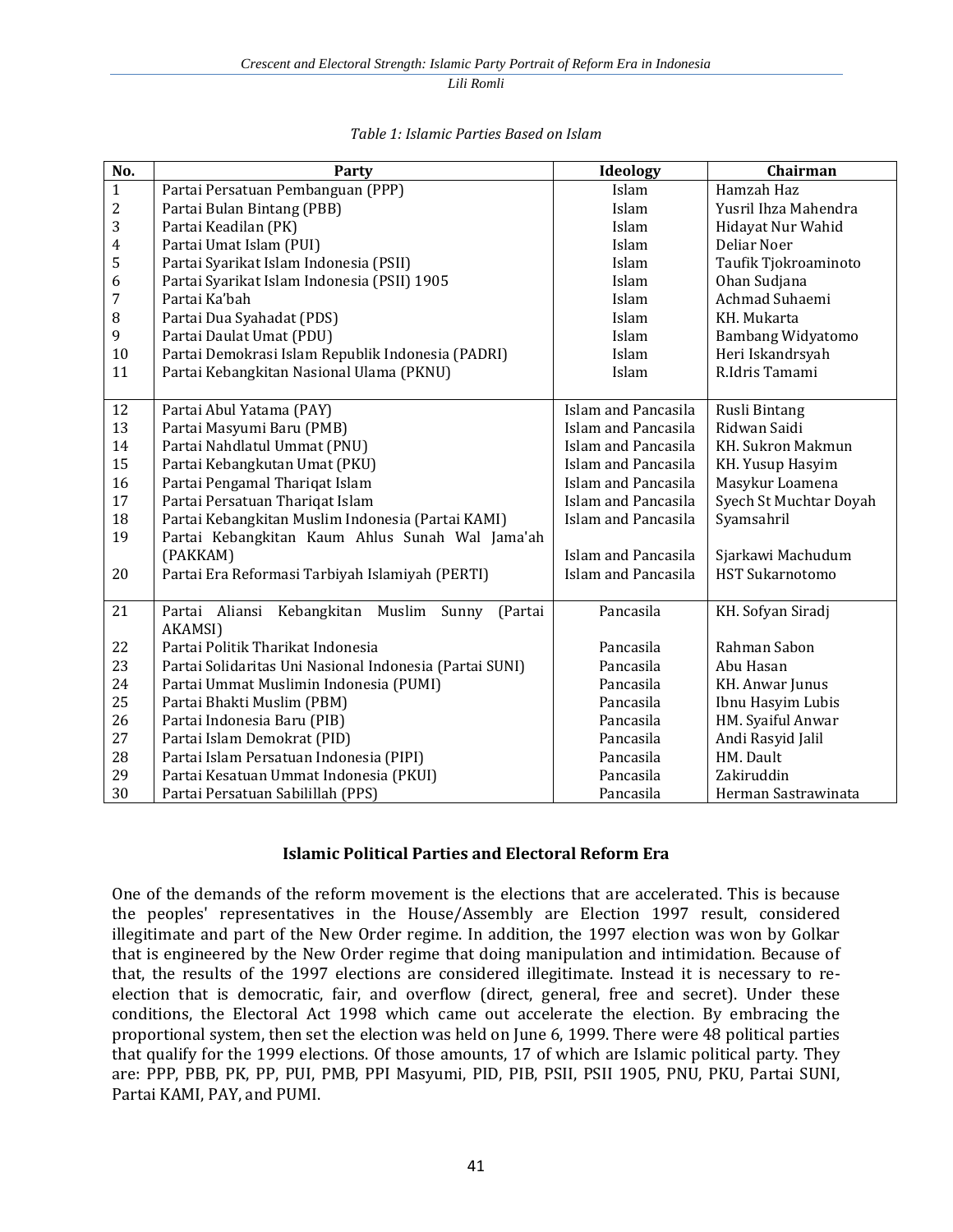*Table 1: Islamic Parties Based on Islam*

| No. | Party | Ideology | Chairman |
|---|---|---|---|
| 1 | Partai Persatuan Pembanguan (PPP) | Islam | Hamzah Haz |
| 2 | Partai Bulan Bintang (PBB) | Islam | Yusril Ihza Mahendra |
| 3 | Partai Keadilan (PK) | Islam | Hidayat Nur Wahid |
| 4 | Partai Umat Islam (PUI) | Islam | Deliar Noer |
| 5 | Partai Syarikat Islam Indonesia (PSII) | Islam | Taufik Tjokroaminoto |
| 6 | Partai Syarikat Islam Indonesia (PSII) 1905 | Islam | Ohan Sudjana |
| 7 | Partai Ka'bah | Islam | Achmad Suhaemi |
| 8 | Partai Dua Syahadat (PDS) | Islam | KH. Mukarta |
| 9 | Partai Daulat Umat (PDU) | Islam | Bambang Widyatomo |
| 10 | Partai Demokrasi Islam Republik Indonesia (PADRI) | Islam | Heri Iskandrsyah |
| 11 | Partai Kebangkitan Nasional Ulama (PKNU) | Islam | R.Idris Tamami |
| 12 | Partai Abul Yatama (PAY) | Islam and Pancasila | Rusli Bintang |
| 13 | Partai Masyumi Baru (PMB) | Islam and Pancasila | Ridwan Saidi |
| 14 | Partai Nahdlatul Ummat (PNU) | Islam and Pancasila | KH. Sukron Makmun |
| 15 | Partai Kebangkutan Umat (PKU) | Islam and Pancasila | KH. Yusup Hasyim |
| 16 | Partai Pengamal Thariqat Islam | Islam and Pancasila | Masykur Loamena |
| 17 | Partai Persatuan Thariqat Islam | Islam and Pancasila | Syech St Muchtar Doyah |
| 18 | Partai Kebangkitan Muslim Indonesia (Partai KAMI) | Islam and Pancasila | Syamsahril |
| 19 | Partai Kebangkitan Kaum Ahlus Sunah Wal Jama'ah (PAKKAM) | Islam and Pancasila | Sjarkawi Machudum |
| 20 | Partai Era Reformasi Tarbiyah Islamiyah (PERTI) | Islam and Pancasila | HST Sukarnotomo |
| 21 | Partai Aliansi Kebangkitan Muslim Sunny (Partai AKAMSI) | Pancasila | KH. Sofyan Siradj |
| 22 | Partai Politik Tharikat Indonesia | Pancasila | Rahman Sabon |
| 23 | Partai Solidaritas Uni Nasional Indonesia (Partai SUNI) | Pancasila | Abu Hasan |
| 24 | Partai Ummat Muslimin Indonesia (PUMI) | Pancasila | KH. Anwar Junus |
| 25 | Partai Bhakti Muslim (PBM) | Pancasila | Ibnu Hasyim Lubis |
| 26 | Partai Indonesia Baru (PIB) | Pancasila | HM. Syaiful Anwar |
| 27 | Partai Islam Demokrat (PID) | Pancasila | Andi Rasyid Jalil |
| 28 | Partai Islam Persatuan Indonesia (PIPI) | Pancasila | HM. Dault |
| 29 | Partai Kesatuan Ummat Indonesia (PKUI) | Pancasila | Zakiruddin |
| 30 | Partai Persatuan Sabilillah (PPS) | Pancasila | Herman Sastrawinata |

## Islamic Political Parties and Electoral Reform Era

One of the demands of the reform movement is the elections that are accelerated. This is because the peoples' representatives in the House/Assembly are Election 1997 result, considered illegitimate and part of the New Order regime. In addition, the 1997 election was won by Golkar that is engineered by the New Order regime that doing manipulation and intimidation. Because of that, the results of the 1997 elections are considered illegitimate. Instead it is necessary to re-election that is democratic, fair, and overflow (direct, general, free and secret). Under these conditions, the Electoral Act 1998 which came out accelerate the election. By embracing the proportional system, then set the election was held on June 6, 1999. There were 48 political parties that qualify for the 1999 elections. Of those amounts, 17 of which are Islamic political party. They are: PPP, PBB, PK, PP, PUI, PMB, PPI Masyumi, PID, PIB, PSII, PSII 1905, PNU, PKU, Partai SUNI, Partai KAMI, PAY, and PUMI.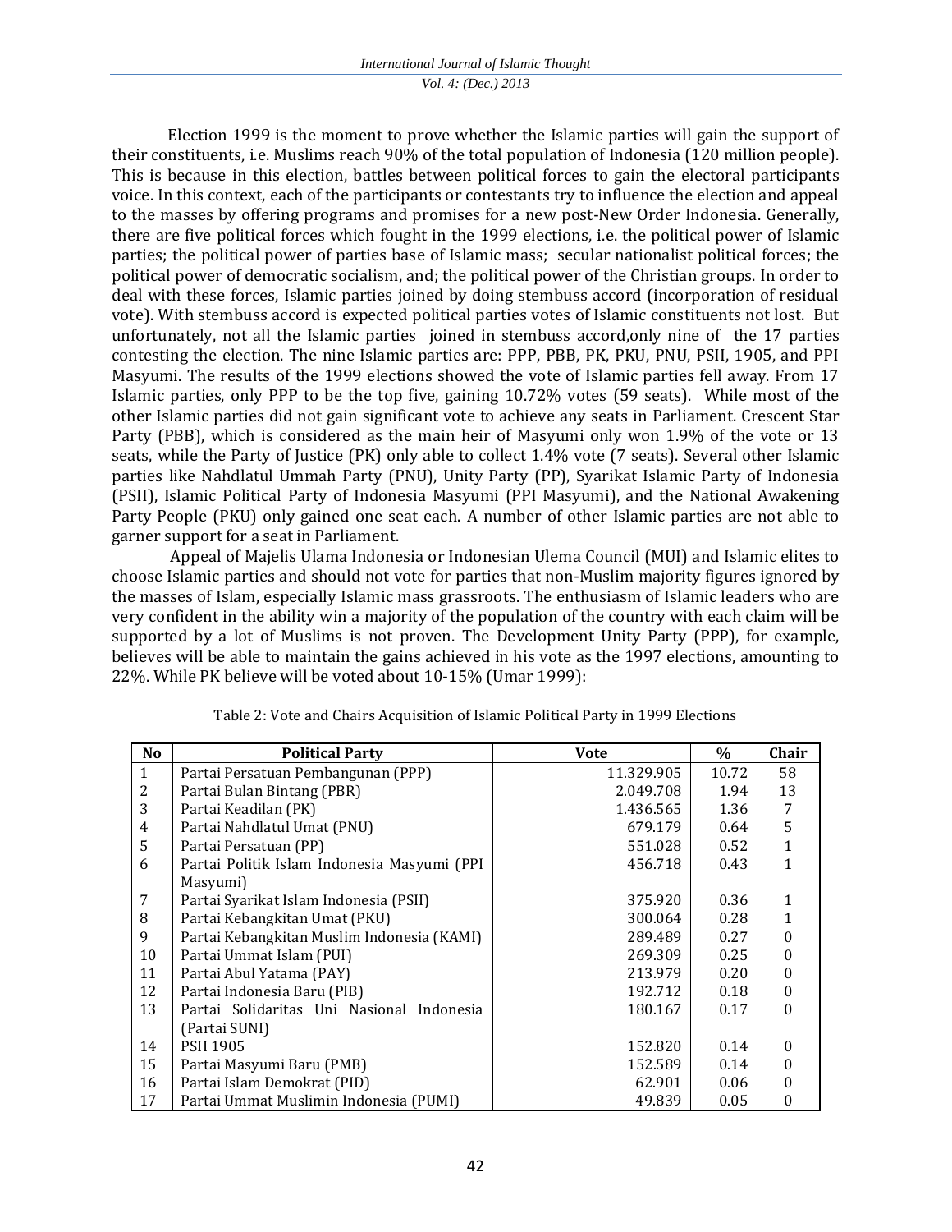Election 1999 is the moment to prove whether the Islamic parties will gain the support of their constituents, i.e. Muslims reach 90% of the total population of Indonesia (120 million people). This is because in this election, battles between political forces to gain the electoral participants voice. In this context, each of the participants or contestants try to influence the election and appeal to the masses by offering programs and promises for a new post-New Order Indonesia. Generally, there are five political forces which fought in the 1999 elections, i.e. the political power of Islamic parties; the political power of parties base of Islamic mass; secular nationalist political forces; the political power of democratic socialism, and; the political power of the Christian groups. In order to deal with these forces, Islamic parties joined by doing stembuss accord (incorporation of residual vote). With stembuss accord is expected political parties votes of Islamic constituents not lost. But unfortunately, not all the Islamic parties joined in stembuss accord,only nine of the 17 parties contesting the election. The nine Islamic parties are: PPP, PBB, PK, PKU, PNU, PSII, 1905, and PPI Masyumi. The results of the 1999 elections showed the vote of Islamic parties fell away. From 17 Islamic parties, only PPP to be the top five, gaining 10.72% votes (59 seats). While most of the other Islamic parties did not gain significant vote to achieve any seats in Parliament. Crescent Star Party (PBB), which is considered as the main heir of Masyumi only won 1.9% of the vote or 13 seats, while the Party of Justice (PK) only able to collect 1.4% vote (7 seats). Several other Islamic parties like Nahdlatul Ummah Party (PNU), Unity Party (PP), Syarikat Islamic Party of Indonesia (PSII), Islamic Political Party of Indonesia Masyumi (PPI Masyumi), and the National Awakening Party People (PKU) only gained one seat each. A number of other Islamic parties are not able to garner support for a seat in Parliament.

Appeal of Majelis Ulama Indonesia or Indonesian Ulema Council (MUI) and Islamic elites to choose Islamic parties and should not vote for parties that non-Muslim majority figures ignored by the masses of Islam, especially Islamic mass grassroots. The enthusiasm of Islamic leaders who are very confident in the ability win a majority of the population of the country with each claim will be supported by a lot of Muslims is not proven. The Development Unity Party (PPP), for example, believes will be able to maintain the gains achieved in his vote as the 1997 elections, amounting to 22%. While PK believe will be voted about 10-15% (Umar 1999):

Table 2: Vote and Chairs Acquisition of Islamic Political Party in 1999 Elections

| No | Political Party | Vote | % | Chair |
|---|---|---|---|---|
| 1 | Partai Persatuan Pembangunan (PPP) | 11.329.905 | 10.72 | 58 |
| 2 | Partai Bulan Bintang (PBR) | 2.049.708 | 1.94 | 13 |
| 3 | Partai Keadilan (PK) | 1.436.565 | 1.36 | 7 |
| 4 | Partai Nahdlatul Umat (PNU) | 679.179 | 0.64 | 5 |
| 5 | Partai Persatuan (PP) | 551.028 | 0.52 | 1 |
| 6 | Partai Politik Islam Indonesia Masyumi (PPI Masyumi) | 456.718 | 0.43 | 1 |
| 7 | Partai Syarikat Islam Indonesia (PSII) | 375.920 | 0.36 | 1 |
| 8 | Partai Kebangkitan Umat (PKU) | 300.064 | 0.28 | 1 |
| 9 | Partai Kebangkitan Muslim Indonesia (KAMI) | 289.489 | 0.27 | 0 |
| 10 | Partai Ummat Islam (PUI) | 269.309 | 0.25 | 0 |
| 11 | Partai Abul Yatama (PAY) | 213.979 | 0.20 | 0 |
| 12 | Partai Indonesia Baru (PIB) | 192.712 | 0.18 | 0 |
| 13 | Partai Solidaritas Uni Nasional Indonesia (Partai SUNI) | 180.167 | 0.17 | 0 |
| 14 | PSII 1905 | 152.820 | 0.14 | 0 |
| 15 | Partai Masyumi Baru (PMB) | 152.589 | 0.14 | 0 |
| 16 | Partai Islam Demokrat (PID) | 62.901 | 0.06 | 0 |
| 17 | Partai Ummat Muslimin Indonesia (PUMI) | 49.839 | 0.05 | 0 |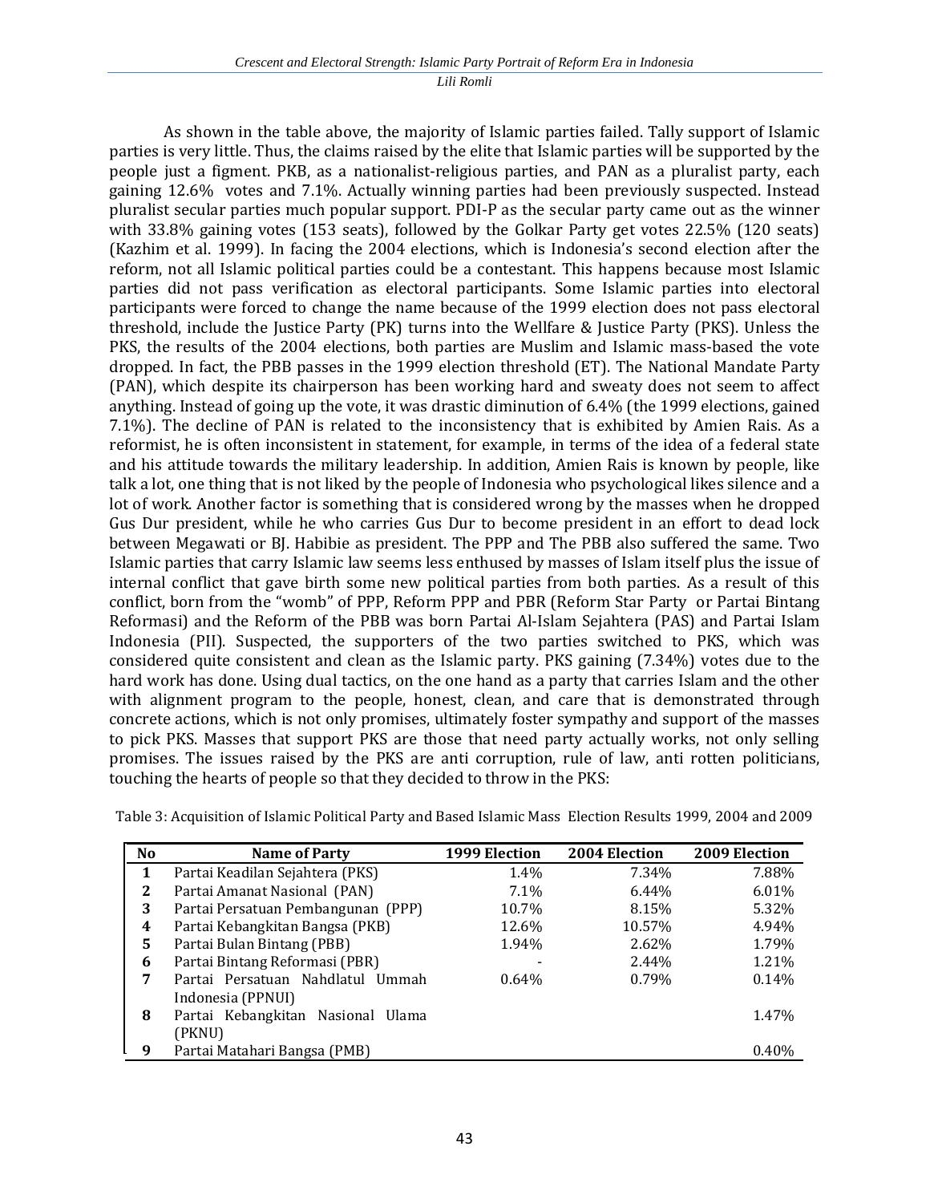As shown in the table above, the majority of Islamic parties failed. Tally support of Islamic parties is very little. Thus, the claims raised by the elite that Islamic parties will be supported by the people just a figment. PKB, as a nationalist-religious parties, and PAN as a pluralist party, each gaining 12.6% votes and 7.1%. Actually winning parties had been previously suspected. Instead pluralist secular parties much popular support. PDI-P as the secular party came out as the winner with 33.8% gaining votes (153 seats), followed by the Golkar Party get votes 22.5% (120 seats) (Kazhim et al. 1999). In facing the 2004 elections, which is Indonesia's second election after the reform, not all Islamic political parties could be a contestant. This happens because most Islamic parties did not pass verification as electoral participants. Some Islamic parties into electoral participants were forced to change the name because of the 1999 election does not pass electoral threshold, include the Justice Party (PK) turns into the Wellfare & Justice Party (PKS). Unless the PKS, the results of the 2004 elections, both parties are Muslim and Islamic mass-based the vote dropped. In fact, the PBB passes in the 1999 election threshold (ET). The National Mandate Party (PAN), which despite its chairperson has been working hard and sweaty does not seem to affect anything. Instead of going up the vote, it was drastic diminution of 6.4% (the 1999 elections, gained 7.1%). The decline of PAN is related to the inconsistency that is exhibited by Amien Rais. As a reformist, he is often inconsistent in statement, for example, in terms of the idea of a federal state and his attitude towards the military leadership. In addition, Amien Rais is known by people, like talk a lot, one thing that is not liked by the people of Indonesia who psychological likes silence and a lot of work. Another factor is something that is considered wrong by the masses when he dropped Gus Dur president, while he who carries Gus Dur to become president in an effort to dead lock between Megawati or BJ. Habibie as president. The PPP and The PBB also suffered the same. Two Islamic parties that carry Islamic law seems less enthused by masses of Islam itself plus the issue of internal conflict that gave birth some new political parties from both parties. As a result of this conflict, born from the "womb" of PPP, Reform PPP and PBR (Reform Star Party or Partai Bintang Reformasi) and the Reform of the PBB was born Partai Al-Islam Sejahtera (PAS) and Partai Islam Indonesia (PII). Suspected, the supporters of the two parties switched to PKS, which was considered quite consistent and clean as the Islamic party. PKS gaining (7.34%) votes due to the hard work has done. Using dual tactics, on the one hand as a party that carries Islam and the other with alignment program to the people, honest, clean, and care that is demonstrated through concrete actions, which is not only promises, ultimately foster sympathy and support of the masses to pick PKS. Masses that support PKS are those that need party actually works, not only selling promises. The issues raised by the PKS are anti corruption, rule of law, anti rotten politicians, touching the hearts of people so that they decided to throw in the PKS:

Table 3: Acquisition of Islamic Political Party and Based Islamic Mass Election Results 1999, 2004 and 2009

| No | Name of Party | 1999 Election | 2004 Election | 2009 Election |
|---|---|---|---|---|
| 1 | Partai Keadilan Sejahtera (PKS) | 1.4% | 7.34% | 7.88% |
| 2 | Partai Amanat Nasional (PAN) | 7.1% | 6.44% | 6.01% |
| 3 | Partai Persatuan Pembangunan (PPP) | 10.7% | 8.15% | 5.32% |
| 4 | Partai Kebangkitan Bangsa (PKB) | 12.6% | 10.57% | 4.94% |
| 5 | Partai Bulan Bintang (PBB) | 1.94% | 2.62% | 1.79% |
| 6 | Partai Bintang Reformasi (PBR) | - | 2.44% | 1.21% |
| 7 | Partai Persatuan Nahdlatul Ummah Indonesia (PPNUI) | 0.64% | 0.79% | 0.14% |
| 8 | Partai Kebangkitan Nasional Ulama (PKNU) | | | 1.47% |
| 9 | Partai Matahari Bangsa (PMB) | | | 0.40% |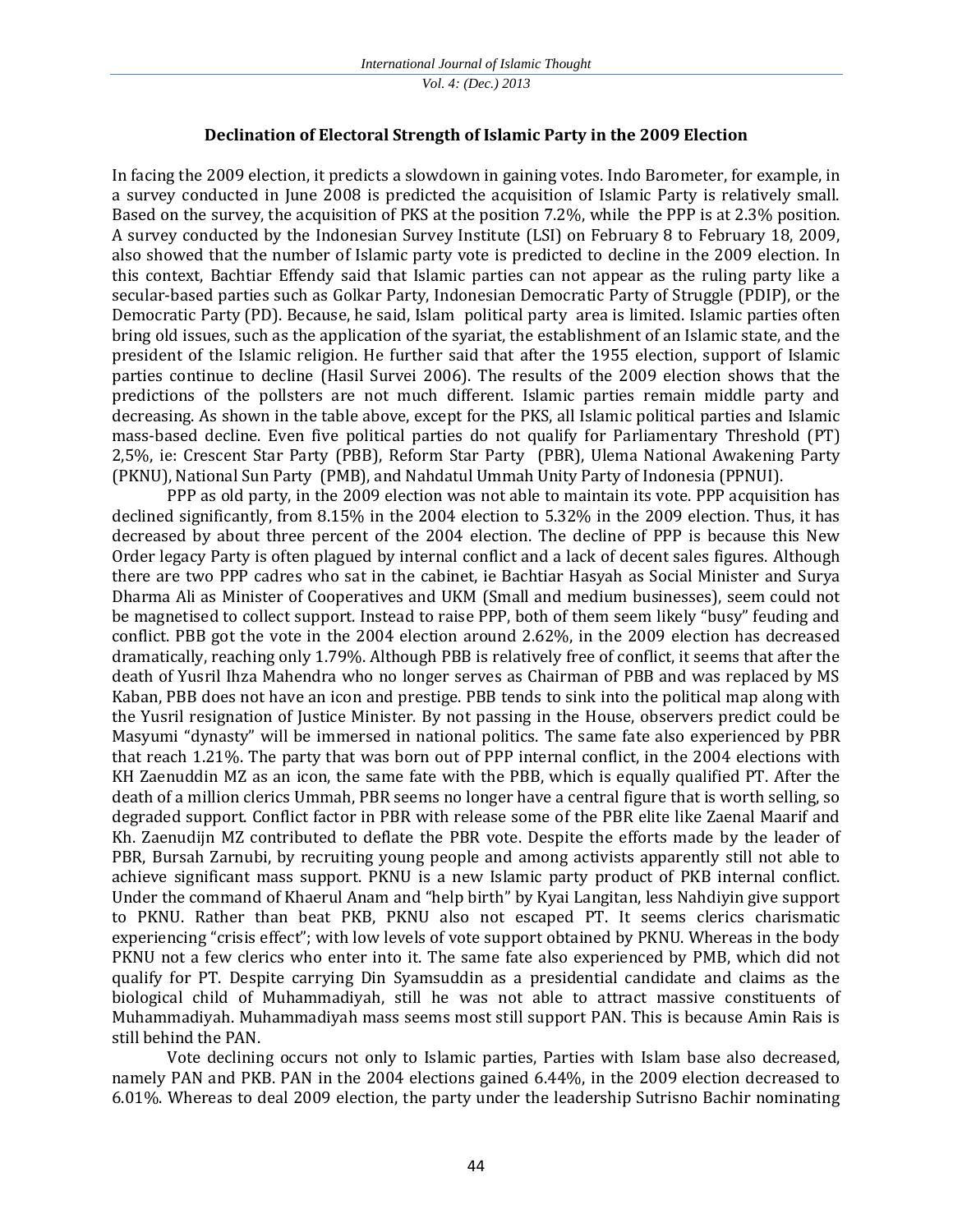### Declination of Electoral Strength of Islamic Party in the 2009 Election

In facing the 2009 election, it predicts a slowdown in gaining votes. Indo Barometer, for example, in a survey conducted in June 2008 is predicted the acquisition of Islamic Party is relatively small. Based on the survey, the acquisition of PKS at the position 7.2%, while the PPP is at 2.3% position. A survey conducted by the Indonesian Survey Institute (LSI) on February 8 to February 18, 2009, also showed that the number of Islamic party vote is predicted to decline in the 2009 election. In this context, Bachtiar Effendy said that Islamic parties can not appear as the ruling party like a secular-based parties such as Golkar Party, Indonesian Democratic Party of Struggle (PDIP), or the Democratic Party (PD). Because, he said, Islam political party area is limited. Islamic parties often bring old issues, such as the application of the syariat, the establishment of an Islamic state, and the president of the Islamic religion. He further said that after the 1955 election, support of Islamic parties continue to decline (Hasil Survei 2006). The results of the 2009 election shows that the predictions of the pollsters are not much different. Islamic parties remain middle party and decreasing. As shown in the table above, except for the PKS, all Islamic political parties and Islamic mass-based decline. Even five political parties do not qualify for Parliamentary Threshold (PT) 2,5%, ie: Crescent Star Party (PBB), Reform Star Party (PBR), Ulema National Awakening Party (PKNU), National Sun Party (PMB), and Nahdatul Ummah Unity Party of Indonesia (PPNUI).

PPP as old party, in the 2009 election was not able to maintain its vote. PPP acquisition has declined significantly, from 8.15% in the 2004 election to 5.32% in the 2009 election. Thus, it has decreased by about three percent of the 2004 election. The decline of PPP is because this New Order legacy Party is often plagued by internal conflict and a lack of decent sales figures. Although there are two PPP cadres who sat in the cabinet, ie Bachtiar Hasyah as Social Minister and Surya Dharma Ali as Minister of Cooperatives and UKM (Small and medium businesses), seem could not be magnetised to collect support. Instead to raise PPP, both of them seem likely "busy" feuding and conflict. PBB got the vote in the 2004 election around 2.62%, in the 2009 election has decreased dramatically, reaching only 1.79%. Although PBB is relatively free of conflict, it seems that after the death of Yusril Ihza Mahendra who no longer serves as Chairman of PBB and was replaced by MS Kaban, PBB does not have an icon and prestige. PBB tends to sink into the political map along with the Yusril resignation of Justice Minister. By not passing in the House, observers predict could be Masyumi "dynasty" will be immersed in national politics. The same fate also experienced by PBR that reach 1.21%. The party that was born out of PPP internal conflict, in the 2004 elections with KH Zaenuddin MZ as an icon, the same fate with the PBB, which is equally qualified PT. After the death of a million clerics Ummah, PBR seems no longer have a central figure that is worth selling, so degraded support. Conflict factor in PBR with release some of the PBR elite like Zaenal Maarif and Kh. Zaenudijn MZ contributed to deflate the PBR vote. Despite the efforts made by the leader of PBR, Bursah Zarnubi, by recruiting young people and among activists apparently still not able to achieve significant mass support. PKNU is a new Islamic party product of PKB internal conflict. Under the command of Khaerul Anam and "help birth" by Kyai Langitan, less Nahdiyin give support to PKNU. Rather than beat PKB, PKNU also not escaped PT. It seems clerics charismatic experiencing "crisis effect"; with low levels of vote support obtained by PKNU. Whereas in the body PKNU not a few clerics who enter into it. The same fate also experienced by PMB, which did not qualify for PT. Despite carrying Din Syamsuddin as a presidential candidate and claims as the biological child of Muhammadiyah, still he was not able to attract massive constituents of Muhammadiyah. Muhammadiyah mass seems most still support PAN. This is because Amin Rais is still behind the PAN.

Vote declining occurs not only to Islamic parties, Parties with Islam base also decreased, namely PAN and PKB. PAN in the 2004 elections gained 6.44%, in the 2009 election decreased to 6.01%. Whereas to deal 2009 election, the party under the leadership Sutrisno Bachir nominating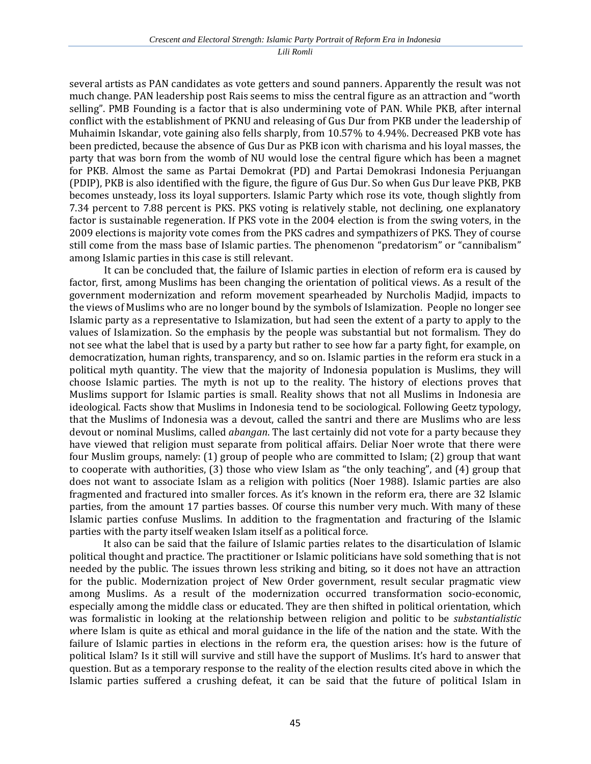several artists as PAN candidates as vote getters and sound panners. Apparently the result was not much change. PAN leadership post Rais seems to miss the central figure as an attraction and "worth selling". PMB Founding is a factor that is also undermining vote of PAN. While PKB, after internal conflict with the establishment of PKNU and releasing of Gus Dur from PKB under the leadership of Muhaimin Iskandar, vote gaining also fells sharply, from 10.57% to 4.94%. Decreased PKB vote has been predicted, because the absence of Gus Dur as PKB icon with charisma and his loyal masses, the party that was born from the womb of NU would lose the central figure which has been a magnet for PKB. Almost the same as Partai Demokrat (PD) and Partai Demokrasi Indonesia Perjuangan (PDIP), PKB is also identified with the figure, the figure of Gus Dur. So when Gus Dur leave PKB, PKB becomes unsteady, loss its loyal supporters. Islamic Party which rose its vote, though slightly from 7.34 percent to 7.88 percent is PKS. PKS voting is relatively stable, not declining, one explanatory factor is sustainable regeneration. If PKS vote in the 2004 election is from the swing voters, in the 2009 elections is majority vote comes from the PKS cadres and sympathizers of PKS. They of course still come from the mass base of Islamic parties. The phenomenon "predatorism" or "cannibalism" among Islamic parties in this case is still relevant.

It can be concluded that, the failure of Islamic parties in election of reform era is caused by factor, first, among Muslims has been changing the orientation of political views. As a result of the government modernization and reform movement spearheaded by Nurcholis Madjid, impacts to the views of Muslims who are no longer bound by the symbols of Islamization. People no longer see Islamic party as a representative to Islamization, but had seen the extent of a party to apply to the values of Islamization. So the emphasis by the people was substantial but not formalism. They do not see what the label that is used by a party but rather to see how far a party fight, for example, on democratization, human rights, transparency, and so on. Islamic parties in the reform era stuck in a political myth quantity. The view that the majority of Indonesia population is Muslims, they will choose Islamic parties. The myth is not up to the reality. The history of elections proves that Muslims support for Islamic parties is small. Reality shows that not all Muslims in Indonesia are ideological. Facts show that Muslims in Indonesia tend to be sociological. Following Geetz typology, that the Muslims of Indonesia was a devout, called the santri and there are Muslims who are less devout or nominal Muslims, called *abangan*. The last certainly did not vote for a party because they have viewed that religion must separate from political affairs. Deliar Noer wrote that there were four Muslim groups, namely: (1) group of people who are committed to Islam; (2) group that want to cooperate with authorities, (3) those who view Islam as "the only teaching", and (4) group that does not want to associate Islam as a religion with politics (Noer 1988). Islamic parties are also fragmented and fractured into smaller forces. As it's known in the reform era, there are 32 Islamic parties, from the amount 17 parties basses. Of course this number very much. With many of these Islamic parties confuse Muslims. In addition to the fragmentation and fracturing of the Islamic parties with the party itself weaken Islam itself as a political force.

It also can be said that the failure of Islamic parties relates to the disarticulation of Islamic political thought and practice. The practitioner or Islamic politicians have sold something that is not needed by the public. The issues thrown less striking and biting, so it does not have an attraction for the public. Modernization project of New Order government, result secular pragmatic view among Muslims. As a result of the modernization occurred transformation socio-economic, especially among the middle class or educated. They are then shifted in political orientation, which was formalistic in looking at the relationship between religion and politic to be *substantialistic w*here Islam is quite as ethical and moral guidance in the life of the nation and the state. With the failure of Islamic parties in elections in the reform era, the question arises: how is the future of political Islam? Is it still will survive and still have the support of Muslims. It's hard to answer that question. But as a temporary response to the reality of the election results cited above in which the Islamic parties suffered a crushing defeat, it can be said that the future of political Islam in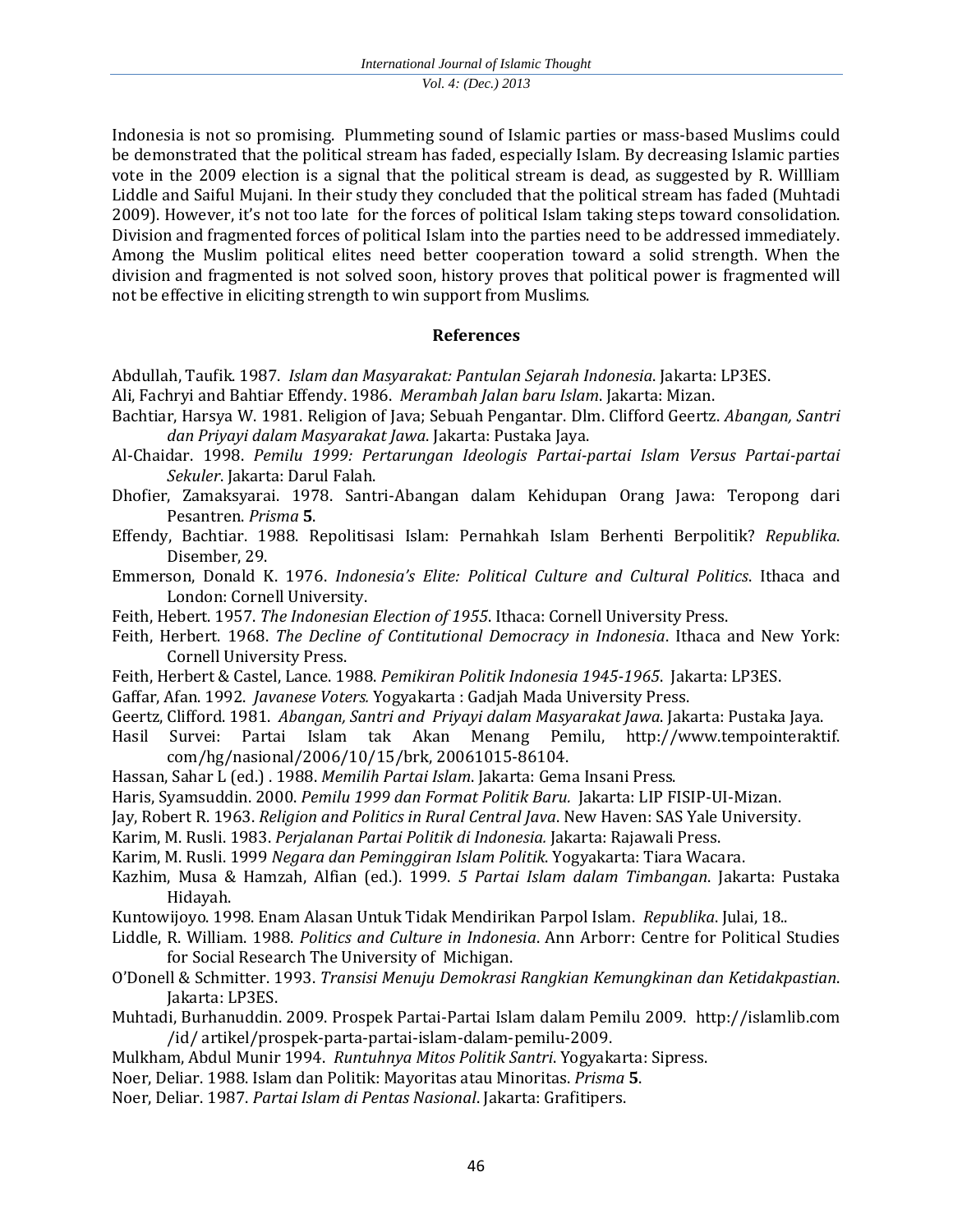Indonesia is not so promising. Plummeting sound of Islamic parties or mass-based Muslims could be demonstrated that the political stream has faded, especially Islam. By decreasing Islamic parties vote in the 2009 election is a signal that the political stream is dead, as suggested by R. Willliam Liddle and Saiful Mujani. In their study they concluded that the political stream has faded (Muhtadi 2009). However, it's not too late for the forces of political Islam taking steps toward consolidation. Division and fragmented forces of political Islam into the parties need to be addressed immediately. Among the Muslim political elites need better cooperation toward a solid strength. When the division and fragmented is not solved soon, history proves that political power is fragmented will not be effective in eliciting strength to win support from Muslims.

## References

Abdullah, Taufik. 1987. *Islam dan Masyarakat: Pantulan Sejarah Indonesia*. Jakarta: LP3ES.

Ali, Fachryi and Bahtiar Effendy. 1986. *Merambah Jalan baru Islam*. Jakarta: Mizan.

Bachtiar, Harsya W. 1981. Religion of Java; Sebuah Pengantar. Dlm. Clifford Geertz. *Abangan, Santri dan Priyayi dalam Masyarakat Jawa*. Jakarta: Pustaka Jaya.

Al-Chaidar. 1998. *Pemilu 1999: Pertarungan Ideologis Partai-partai Islam Versus Partai-partai Sekuler*. Jakarta: Darul Falah.

Dhofier, Zamaksyarai. 1978. Santri-Abangan dalam Kehidupan Orang Jawa: Teropong dari Pesantren. *Prisma* **5**.

Effendy, Bachtiar. 1988. Repolitisasi Islam: Pernahkah Islam Berhenti Berpolitik? *Republika*. Disember, 29.

Emmerson, Donald K. 1976. *Indonesia's Elite: Political Culture and Cultural Politics*. Ithaca and London: Cornell University.

Feith, Hebert. 1957. *The Indonesian Election of 1955*. Ithaca: Cornell University Press.

Feith, Herbert. 1968. *The Decline of Contitutional Democracy in Indonesia*. Ithaca and New York: Cornell University Press.

Feith, Herbert & Castel, Lance. 1988. *Pemikiran Politik Indonesia 1945-1965*. Jakarta: LP3ES.

Gaffar, Afan. 1992. *Javanese Voters.* Yogyakarta : Gadjah Mada University Press.

Geertz, Clifford. 1981. *Abangan, Santri and Priyayi dalam Masyarakat Jawa*. Jakarta: Pustaka Jaya.

Hasil Survei: Partai Islam tak Akan Menang Pemilu, http://www.tempointeraktif. com/hg/nasional/2006/10/15/brk, 20061015-86104.

Hassan, Sahar L (ed.) . 1988. *Memilih Partai Islam*. Jakarta: Gema Insani Press.

Haris, Syamsuddin. 2000. *Pemilu 1999 dan Format Politik Baru.* Jakarta: LIP FISIP-UI-Mizan.

Jay, Robert R. 1963. *Religion and Politics in Rural Central Java*. New Haven: SAS Yale University.

Karim, M. Rusli. 1983. *Perjalanan Partai Politik di Indonesia.* Jakarta: Rajawali Press.

Karim, M. Rusli. 1999 *Negara dan Peminggiran Islam Politik*. Yogyakarta: Tiara Wacara.

Kazhim, Musa & Hamzah, Alfian (ed.). 1999. *5 Partai Islam dalam Timbangan*. Jakarta: Pustaka Hidayah.

Kuntowijoyo. 1998. Enam Alasan Untuk Tidak Mendirikan Parpol Islam. *Republika*. Julai, 18..

Liddle, R. William. 1988. *Politics and Culture in Indonesia*. Ann Arborr: Centre for Political Studies for Social Research The University of Michigan.

O'Donell & Schmitter. 1993. *Transisi Menuju Demokrasi Rangkian Kemungkinan dan Ketidakpastian*. Jakarta: LP3ES.

Muhtadi, Burhanuddin. 2009. Prospek Partai-Partai Islam dalam Pemilu 2009. http://islamlib.com /id/ artikel/prospek-parta-partai-islam-dalam-pemilu-2009.

Mulkham, Abdul Munir 1994. *Runtuhnya Mitos Politik Santri*. Yogyakarta: Sipress.

Noer, Deliar. 1988. Islam dan Politik: Mayoritas atau Minoritas. *Prisma* **5**.

Noer, Deliar. 1987. *Partai Islam di Pentas Nasional*. Jakarta: Grafitipers.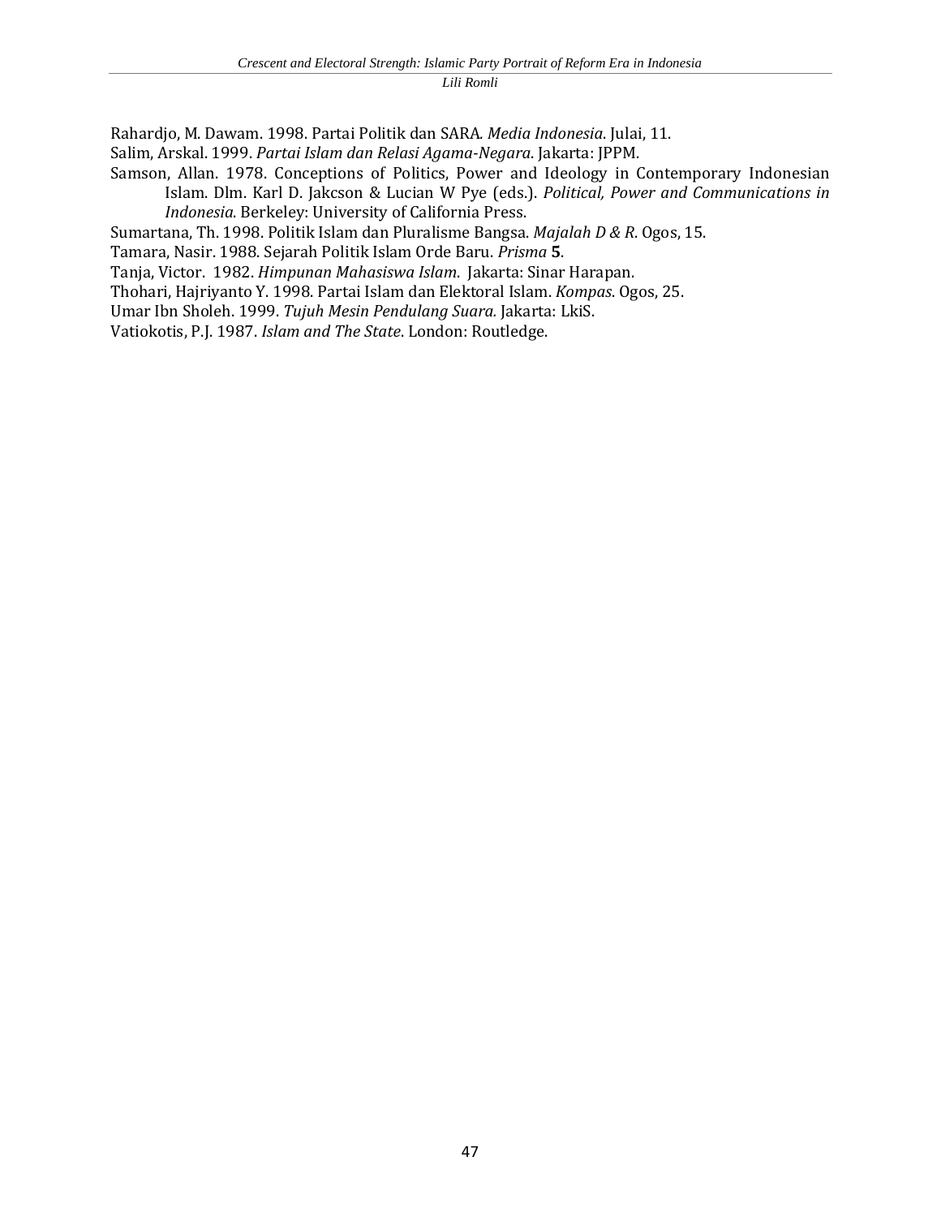Rahardjo, M. Dawam. 1998. Partai Politik dan SARA. *Media Indonesia*. Julai, 11.

Salim, Arskal. 1999. *Partai Islam dan Relasi Agama-Negara*. Jakarta: JPPM.

Samson, Allan. 1978. Conceptions of Politics, Power and Ideology in Contemporary Indonesian Islam. Dlm. Karl D. Jakcson & Lucian W Pye (eds.). *Political, Power and Communications in Indonesia*. Berkeley: University of California Press.

Sumartana, Th. 1998. Politik Islam dan Pluralisme Bangsa. *Majalah D & R*. Ogos, 15.

Tamara, Nasir. 1988. Sejarah Politik Islam Orde Baru. *Prisma* **5**.

Tanja, Victor. 1982. *Himpunan Mahasiswa Islam*. Jakarta: Sinar Harapan.

Thohari, Hajriyanto Y. 1998. Partai Islam dan Elektoral Islam. *Kompas*. Ogos, 25.

Umar Ibn Sholeh. 1999. *Tujuh Mesin Pendulang Suara.* Jakarta: LkiS.

Vatiokotis, P.J. 1987. *Islam and The State*. London: Routledge.